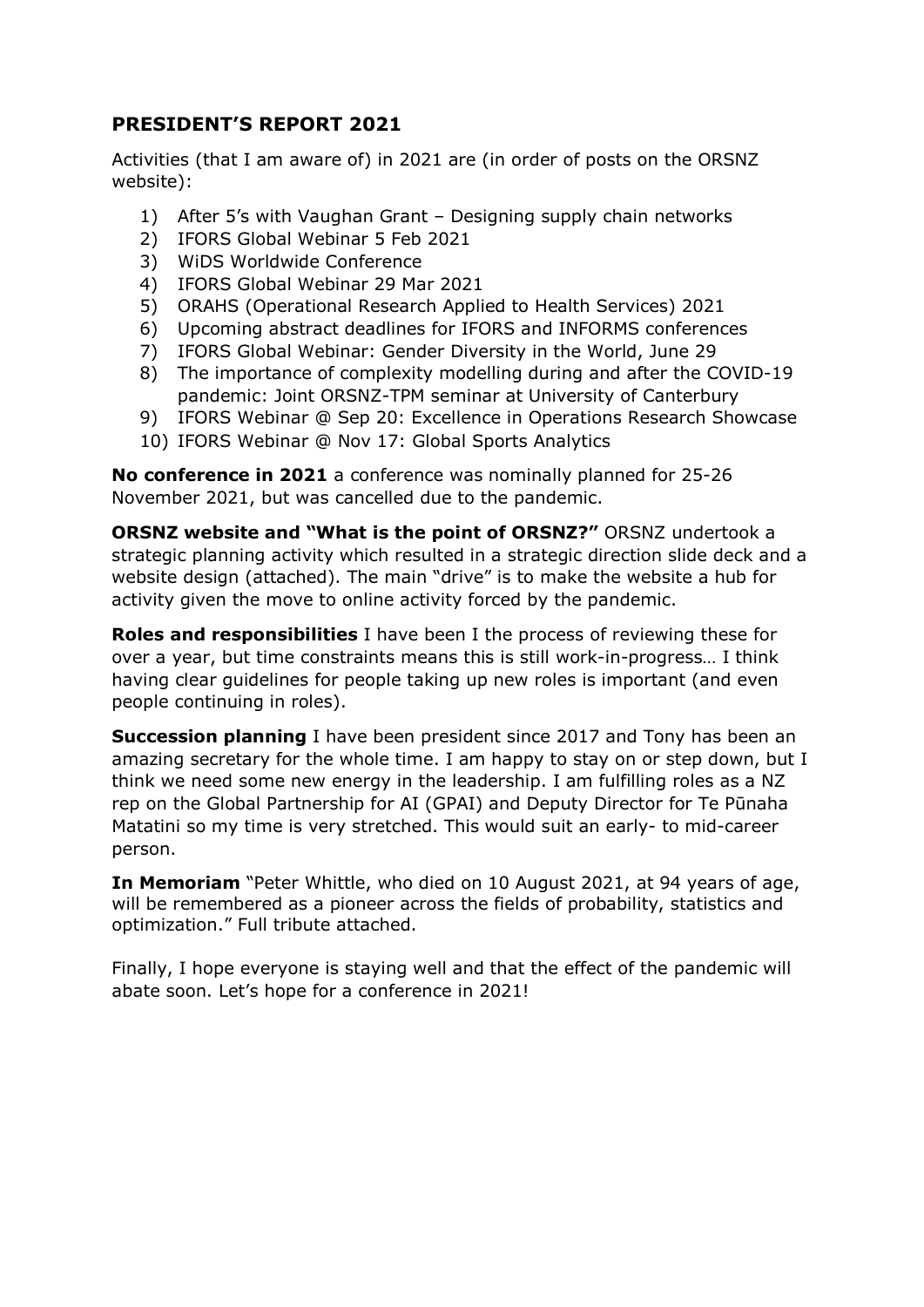## PRESIDENT'S REPORT 2021

Activities (that I am aware of) in 2021 are (in order of posts on the ORSNZ website):

1) After 5's with Vaughan Grant – Designing supply chain networks
2) IFORS Global Webinar 5 Feb 2021
3) WiDS Worldwide Conference
4) IFORS Global Webinar 29 Mar 2021
5) ORAHS (Operational Research Applied to Health Services) 2021
6) Upcoming abstract deadlines for IFORS and INFORMS conferences
7) IFORS Global Webinar: Gender Diversity in the World, June 29
8) The importance of complexity modelling during and after the COVID-19 pandemic: Joint ORSNZ-TPM seminar at University of Canterbury
9) IFORS Webinar @ Sep 20: Excellence in Operations Research Showcase
10) IFORS Webinar @ Nov 17: Global Sports Analytics

**No conference in 2021** a conference was nominally planned for 25-26 November 2021, but was cancelled due to the pandemic.

**ORSNZ website and "What is the point of ORSNZ?"** ORSNZ undertook a strategic planning activity which resulted in a strategic direction slide deck and a website design (attached). The main "drive" is to make the website a hub for activity given the move to online activity forced by the pandemic.

**Roles and responsibilities** I have been I the process of reviewing these for over a year, but time constraints means this is still work-in-progress… I think having clear guidelines for people taking up new roles is important (and even people continuing in roles).

**Succession planning** I have been president since 2017 and Tony has been an amazing secretary for the whole time. I am happy to stay on or step down, but I think we need some new energy in the leadership. I am fulfilling roles as a NZ rep on the Global Partnership for AI (GPAI) and Deputy Director for Te Pūnaha Matatini so my time is very stretched. This would suit an early- to mid-career person.

**In Memoriam** "Peter Whittle, who died on 10 August 2021, at 94 years of age, will be remembered as a pioneer across the fields of probability, statistics and optimization." Full tribute attached.

Finally, I hope everyone is staying well and that the effect of the pandemic will abate soon. Let's hope for a conference in 2021!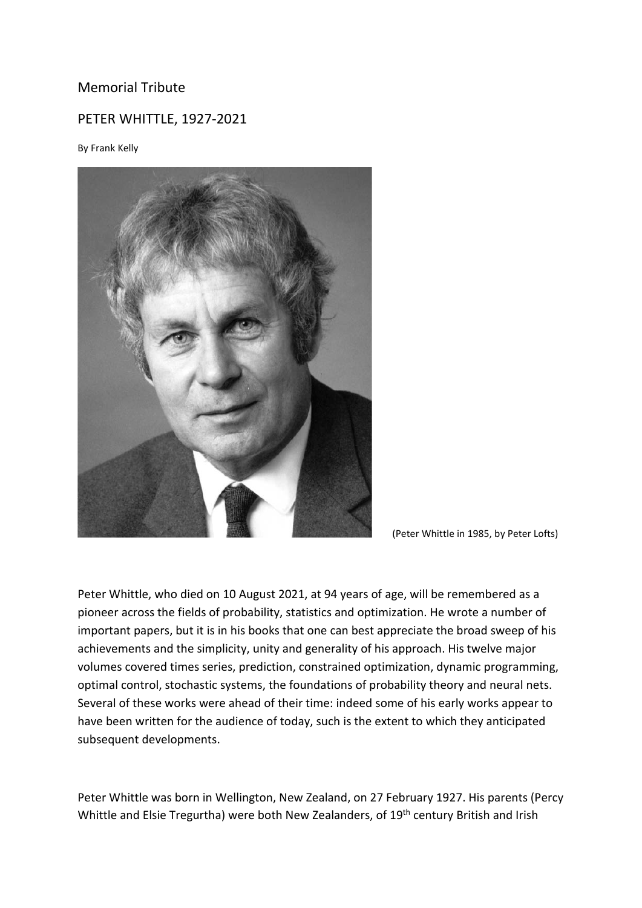Memorial Tribute

PETER WHITTLE, 1927-2021

By Frank Kelly

(Peter Whittle in 1985, by Peter Lofts)

Peter Whittle, who died on 10 August 2021, at 94 years of age, will be remembered as a pioneer across the fields of probability, statistics and optimization. He wrote a number of important papers, but it is in his books that one can best appreciate the broad sweep of his achievements and the simplicity, unity and generality of his approach. His twelve major volumes covered times series, prediction, constrained optimization, dynamic programming, optimal control, stochastic systems, the foundations of probability theory and neural nets. Several of these works were ahead of their time: indeed some of his early works appear to have been written for the audience of today, such is the extent to which they anticipated subsequent developments.

Peter Whittle was born in Wellington, New Zealand, on 27 February 1927. His parents (Percy Whittle and Elsie Tregurtha) were both New Zealanders, of 19th century British and Irish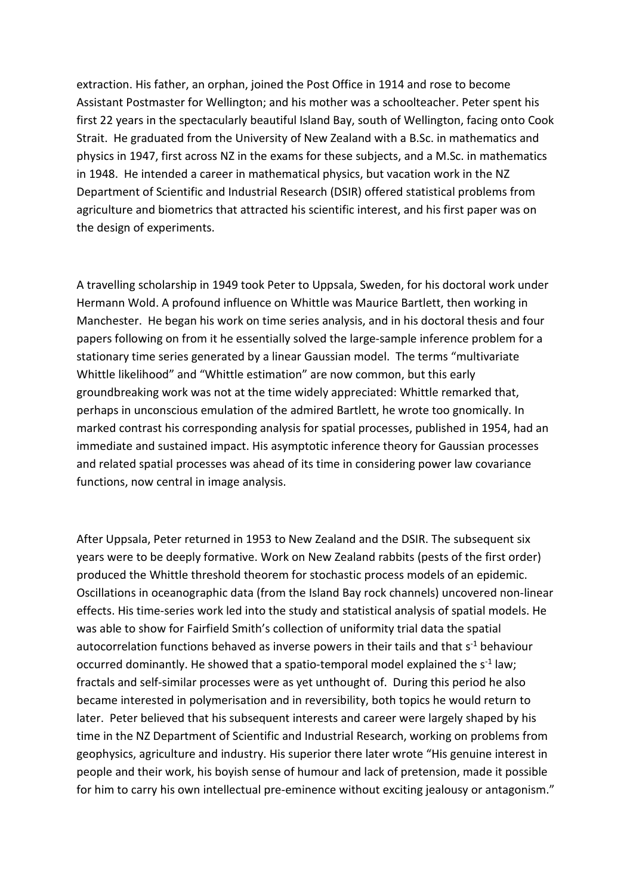extraction. His father, an orphan, joined the Post Office in 1914 and rose to become Assistant Postmaster for Wellington; and his mother was a schoolteacher. Peter spent his first 22 years in the spectacularly beautiful Island Bay, south of Wellington, facing onto Cook Strait. He graduated from the University of New Zealand with a B.Sc. in mathematics and physics in 1947, first across NZ in the exams for these subjects, and a M.Sc. in mathematics in 1948. He intended a career in mathematical physics, but vacation work in the NZ Department of Scientific and Industrial Research (DSIR) offered statistical problems from agriculture and biometrics that attracted his scientific interest, and his first paper was on the design of experiments.

A travelling scholarship in 1949 took Peter to Uppsala, Sweden, for his doctoral work under Hermann Wold. A profound influence on Whittle was Maurice Bartlett, then working in Manchester. He began his work on time series analysis, and in his doctoral thesis and four papers following on from it he essentially solved the large-sample inference problem for a stationary time series generated by a linear Gaussian model. The terms "multivariate Whittle likelihood" and "Whittle estimation" are now common, but this early groundbreaking work was not at the time widely appreciated: Whittle remarked that, perhaps in unconscious emulation of the admired Bartlett, he wrote too gnomically. In marked contrast his corresponding analysis for spatial processes, published in 1954, had an immediate and sustained impact. His asymptotic inference theory for Gaussian processes and related spatial processes was ahead of its time in considering power law covariance functions, now central in image analysis.

After Uppsala, Peter returned in 1953 to New Zealand and the DSIR. The subsequent six years were to be deeply formative. Work on New Zealand rabbits (pests of the first order) produced the Whittle threshold theorem for stochastic process models of an epidemic. Oscillations in oceanographic data (from the Island Bay rock channels) uncovered non-linear effects. His time-series work led into the study and statistical analysis of spatial models. He was able to show for Fairfield Smith's collection of uniformity trial data the spatial autocorrelation functions behaved as inverse powers in their tails and that $s^{-1}$ behaviour occurred dominantly. He showed that a spatio-temporal model explained the $s^{-1}$ law; fractals and self-similar processes were as yet unthought of. During this period he also became interested in polymerisation and in reversibility, both topics he would return to later. Peter believed that his subsequent interests and career were largely shaped by his time in the NZ Department of Scientific and Industrial Research, working on problems from geophysics, agriculture and industry. His superior there later wrote "His genuine interest in people and their work, his boyish sense of humour and lack of pretension, made it possible for him to carry his own intellectual pre-eminence without exciting jealousy or antagonism."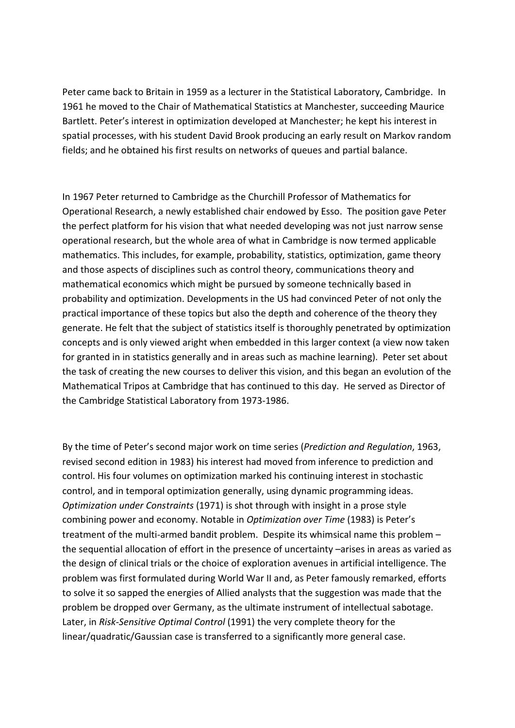Peter came back to Britain in 1959 as a lecturer in the Statistical Laboratory, Cambridge. In 1961 he moved to the Chair of Mathematical Statistics at Manchester, succeeding Maurice Bartlett. Peter's interest in optimization developed at Manchester; he kept his interest in spatial processes, with his student David Brook producing an early result on Markov random fields; and he obtained his first results on networks of queues and partial balance.

In 1967 Peter returned to Cambridge as the Churchill Professor of Mathematics for Operational Research, a newly established chair endowed by Esso. The position gave Peter the perfect platform for his vision that what needed developing was not just narrow sense operational research, but the whole area of what in Cambridge is now termed applicable mathematics. This includes, for example, probability, statistics, optimization, game theory and those aspects of disciplines such as control theory, communications theory and mathematical economics which might be pursued by someone technically based in probability and optimization. Developments in the US had convinced Peter of not only the practical importance of these topics but also the depth and coherence of the theory they generate. He felt that the subject of statistics itself is thoroughly penetrated by optimization concepts and is only viewed aright when embedded in this larger context (a view now taken for granted in in statistics generally and in areas such as machine learning). Peter set about the task of creating the new courses to deliver this vision, and this began an evolution of the Mathematical Tripos at Cambridge that has continued to this day. He served as Director of the Cambridge Statistical Laboratory from 1973-1986.

By the time of Peter's second major work on time series (*Prediction and Regulation*, 1963, revised second edition in 1983) his interest had moved from inference to prediction and control. His four volumes on optimization marked his continuing interest in stochastic control, and in temporal optimization generally, using dynamic programming ideas. *Optimization under Constraints* (1971) is shot through with insight in a prose style combining power and economy. Notable in *Optimization over Time* (1983) is Peter's treatment of the multi-armed bandit problem. Despite its whimsical name this problem – the sequential allocation of effort in the presence of uncertainty –arises in areas as varied as the design of clinical trials or the choice of exploration avenues in artificial intelligence. The problem was first formulated during World War II and, as Peter famously remarked, efforts to solve it so sapped the energies of Allied analysts that the suggestion was made that the problem be dropped over Germany, as the ultimate instrument of intellectual sabotage. Later, in *Risk-Sensitive Optimal Control* (1991) the very complete theory for the linear/quadratic/Gaussian case is transferred to a significantly more general case.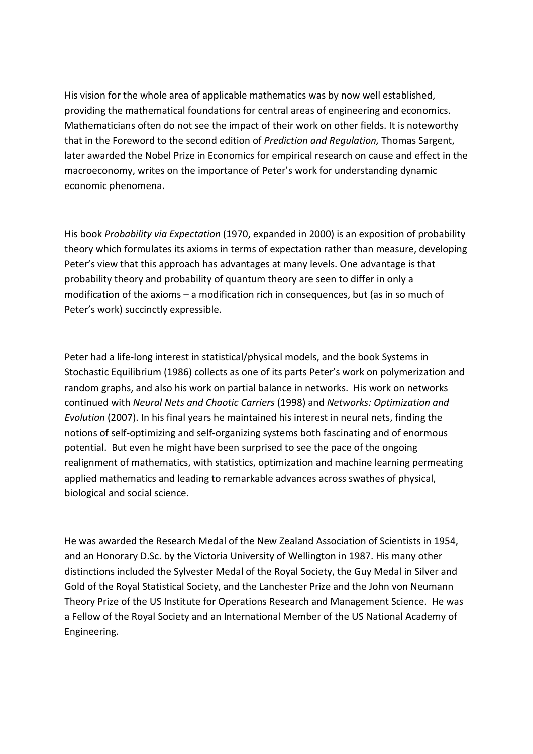His vision for the whole area of applicable mathematics was by now well established, providing the mathematical foundations for central areas of engineering and economics. Mathematicians often do not see the impact of their work on other fields. It is noteworthy that in the Foreword to the second edition of *Prediction and Regulation,* Thomas Sargent, later awarded the Nobel Prize in Economics for empirical research on cause and effect in the macroeconomy, writes on the importance of Peter's work for understanding dynamic economic phenomena.

His book *Probability via Expectation* (1970, expanded in 2000) is an exposition of probability theory which formulates its axioms in terms of expectation rather than measure, developing Peter's view that this approach has advantages at many levels. One advantage is that probability theory and probability of quantum theory are seen to differ in only a modification of the axioms – a modification rich in consequences, but (as in so much of Peter's work) succinctly expressible.

Peter had a life-long interest in statistical/physical models, and the book Systems in Stochastic Equilibrium (1986) collects as one of its parts Peter's work on polymerization and random graphs, and also his work on partial balance in networks. His work on networks continued with *Neural Nets and Chaotic Carriers* (1998) and *Networks: Optimization and Evolution* (2007). In his final years he maintained his interest in neural nets, finding the notions of self-optimizing and self-organizing systems both fascinating and of enormous potential. But even he might have been surprised to see the pace of the ongoing realignment of mathematics, with statistics, optimization and machine learning permeating applied mathematics and leading to remarkable advances across swathes of physical, biological and social science.

He was awarded the Research Medal of the New Zealand Association of Scientists in 1954, and an Honorary D.Sc. by the Victoria University of Wellington in 1987. His many other distinctions included the Sylvester Medal of the Royal Society, the Guy Medal in Silver and Gold of the Royal Statistical Society, and the Lanchester Prize and the John von Neumann Theory Prize of the US Institute for Operations Research and Management Science. He was a Fellow of the Royal Society and an International Member of the US National Academy of Engineering.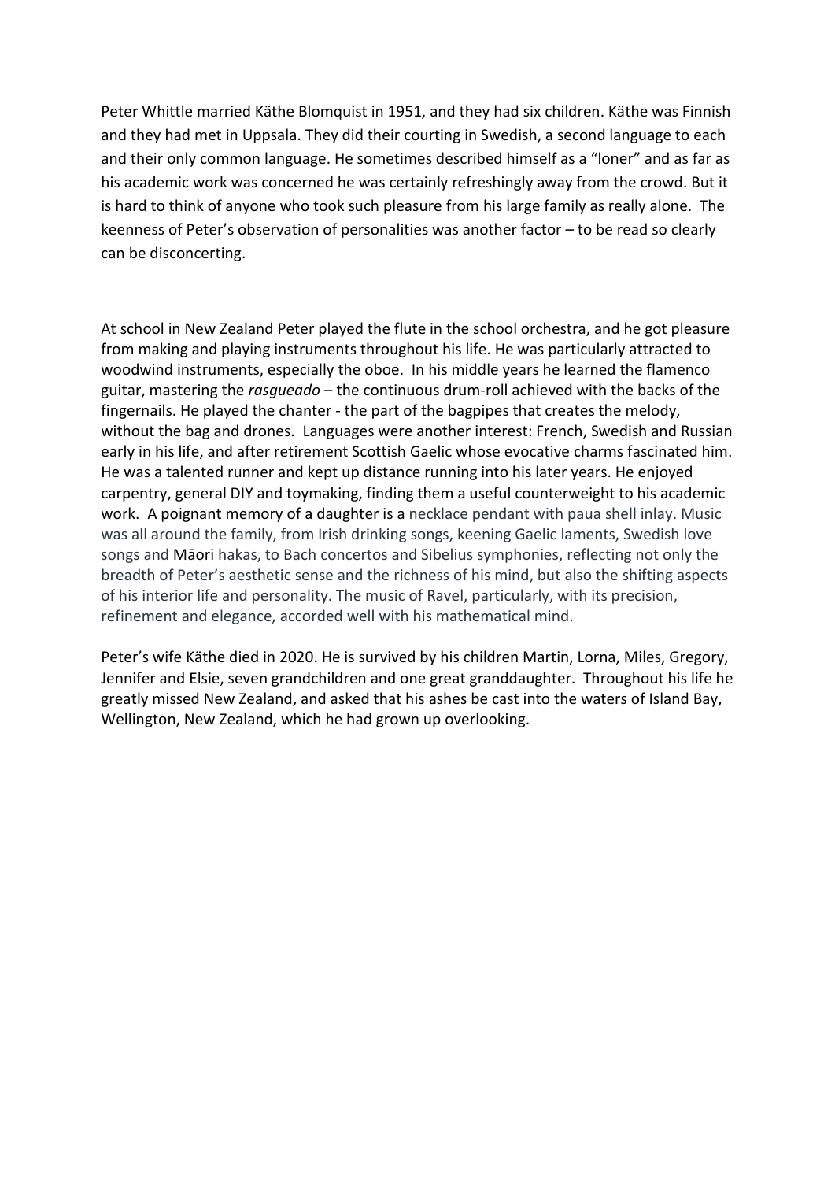Peter Whittle married Käthe Blomquist in 1951, and they had six children. Käthe was Finnish and they had met in Uppsala. They did their courting in Swedish, a second language to each and their only common language. He sometimes described himself as a "loner" and as far as his academic work was concerned he was certainly refreshingly away from the crowd. But it is hard to think of anyone who took such pleasure from his large family as really alone. The keenness of Peter's observation of personalities was another factor – to be read so clearly can be disconcerting.

At school in New Zealand Peter played the flute in the school orchestra, and he got pleasure from making and playing instruments throughout his life. He was particularly attracted to woodwind instruments, especially the oboe. In his middle years he learned the flamenco guitar, mastering the *rasgueado* – the continuous drum-roll achieved with the backs of the fingernails. He played the chanter - the part of the bagpipes that creates the melody, without the bag and drones. Languages were another interest: French, Swedish and Russian early in his life, and after retirement Scottish Gaelic whose evocative charms fascinated him. He was a talented runner and kept up distance running into his later years. He enjoyed carpentry, general DIY and toymaking, finding them a useful counterweight to his academic work. A poignant memory of a daughter is a necklace pendant with paua shell inlay. Music was all around the family, from Irish drinking songs, keening Gaelic laments, Swedish love songs and Māori hakas, to Bach concertos and Sibelius symphonies, reflecting not only the breadth of Peter's aesthetic sense and the richness of his mind, but also the shifting aspects of his interior life and personality. The music of Ravel, particularly, with its precision, refinement and elegance, accorded well with his mathematical mind.

Peter's wife Käthe died in 2020. He is survived by his children Martin, Lorna, Miles, Gregory, Jennifer and Elsie, seven grandchildren and one great granddaughter. Throughout his life he greatly missed New Zealand, and asked that his ashes be cast into the waters of Island Bay, Wellington, New Zealand, which he had grown up overlooking.